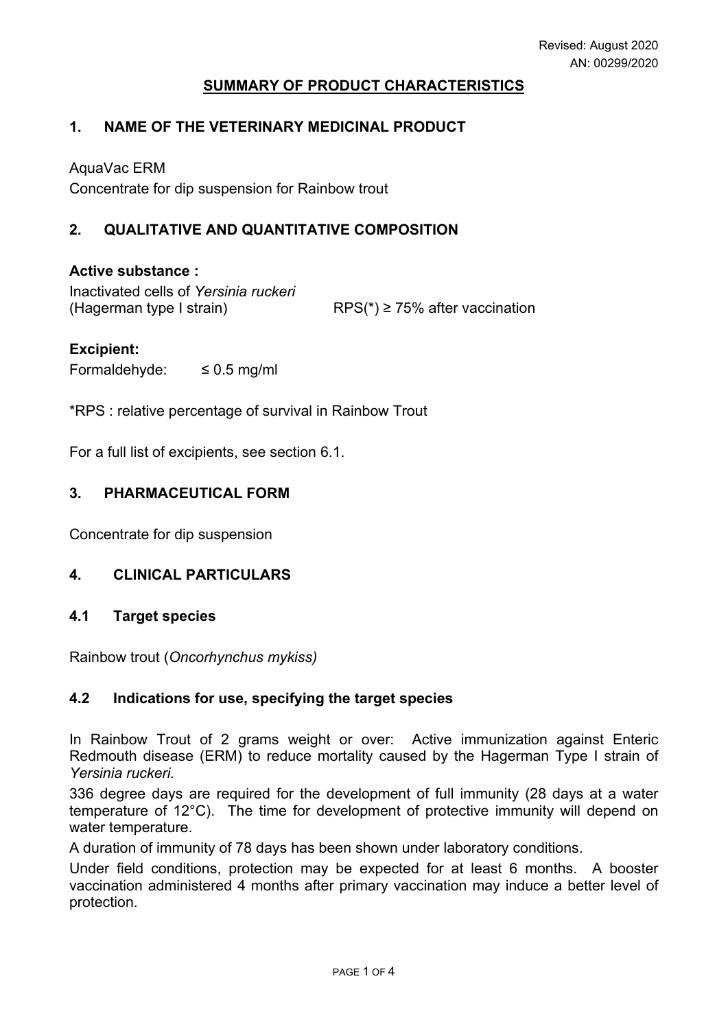Revised: August 2020
AN: 00299/2020

# SUMMARY OF PRODUCT CHARACTERISTICS

## 1. NAME OF THE VETERINARY MEDICINAL PRODUCT

AquaVac ERM
Concentrate for dip suspension for Rainbow trout

## 2. QUALITATIVE AND QUANTITATIVE COMPOSITION

**Active substance :**
Inactivated cells of *Yersinia ruckeri*
(Hagerman type I strain) RPS(*) ≥ 75% after vaccination

**Excipient:**
Formaldehyde: ≤ 0.5 mg/ml

*RPS : relative percentage of survival in Rainbow Trout

For a full list of excipients, see section 6.1.

## 3. PHARMACEUTICAL FORM

Concentrate for dip suspension

## 4. CLINICAL PARTICULARS

### 4.1 Target species

Rainbow trout (*Oncorhynchus mykiss)*

### 4.2 Indications for use, specifying the target species

In Rainbow Trout of 2 grams weight or over: Active immunization against Enteric Redmouth disease (ERM) to reduce mortality caused by the Hagerman Type I strain of *Yersinia ruckeri.*

336 degree days are required for the development of full immunity (28 days at a water temperature of 12°C). The time for development of protective immunity will depend on water temperature.

A duration of immunity of 78 days has been shown under laboratory conditions.

Under field conditions, protection may be expected for at least 6 months. A booster vaccination administered 4 months after primary vaccination may induce a better level of protection.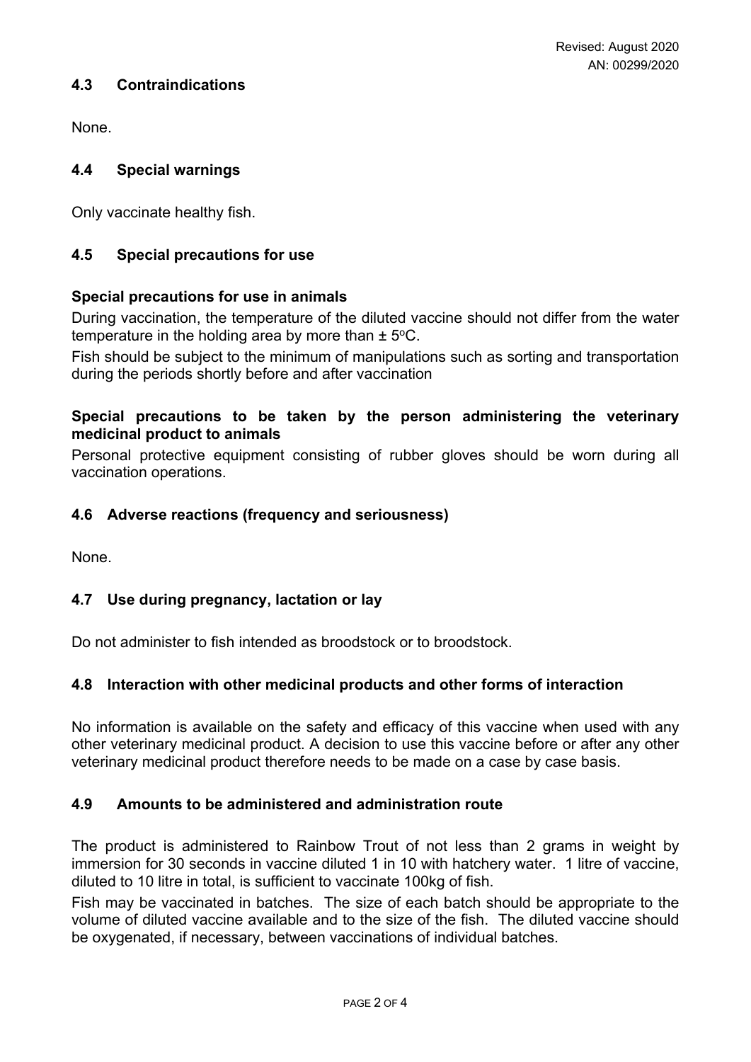### 4.3 Contraindications

None.

### 4.4 Special warnings

Only vaccinate healthy fish.

### 4.5 Special precautions for use

**Special precautions for use in animals**

During vaccination, the temperature of the diluted vaccine should not differ from the water temperature in the holding area by more than ± 5°C.

Fish should be subject to the minimum of manipulations such as sorting and transportation during the periods shortly before and after vaccination

**Special precautions to be taken by the person administering the veterinary medicinal product to animals**

Personal protective equipment consisting of rubber gloves should be worn during all vaccination operations.

### 4.6 Adverse reactions (frequency and seriousness)

None.

### 4.7 Use during pregnancy, lactation or lay

Do not administer to fish intended as broodstock or to broodstock.

### 4.8 Interaction with other medicinal products and other forms of interaction

No information is available on the safety and efficacy of this vaccine when used with any other veterinary medicinal product. A decision to use this vaccine before or after any other veterinary medicinal product therefore needs to be made on a case by case basis.

### 4.9 Amounts to be administered and administration route

The product is administered to Rainbow Trout of not less than 2 grams in weight by immersion for 30 seconds in vaccine diluted 1 in 10 with hatchery water. 1 litre of vaccine, diluted to 10 litre in total, is sufficient to vaccinate 100kg of fish.

Fish may be vaccinated in batches. The size of each batch should be appropriate to the volume of diluted vaccine available and to the size of the fish. The diluted vaccine should be oxygenated, if necessary, between vaccinations of individual batches.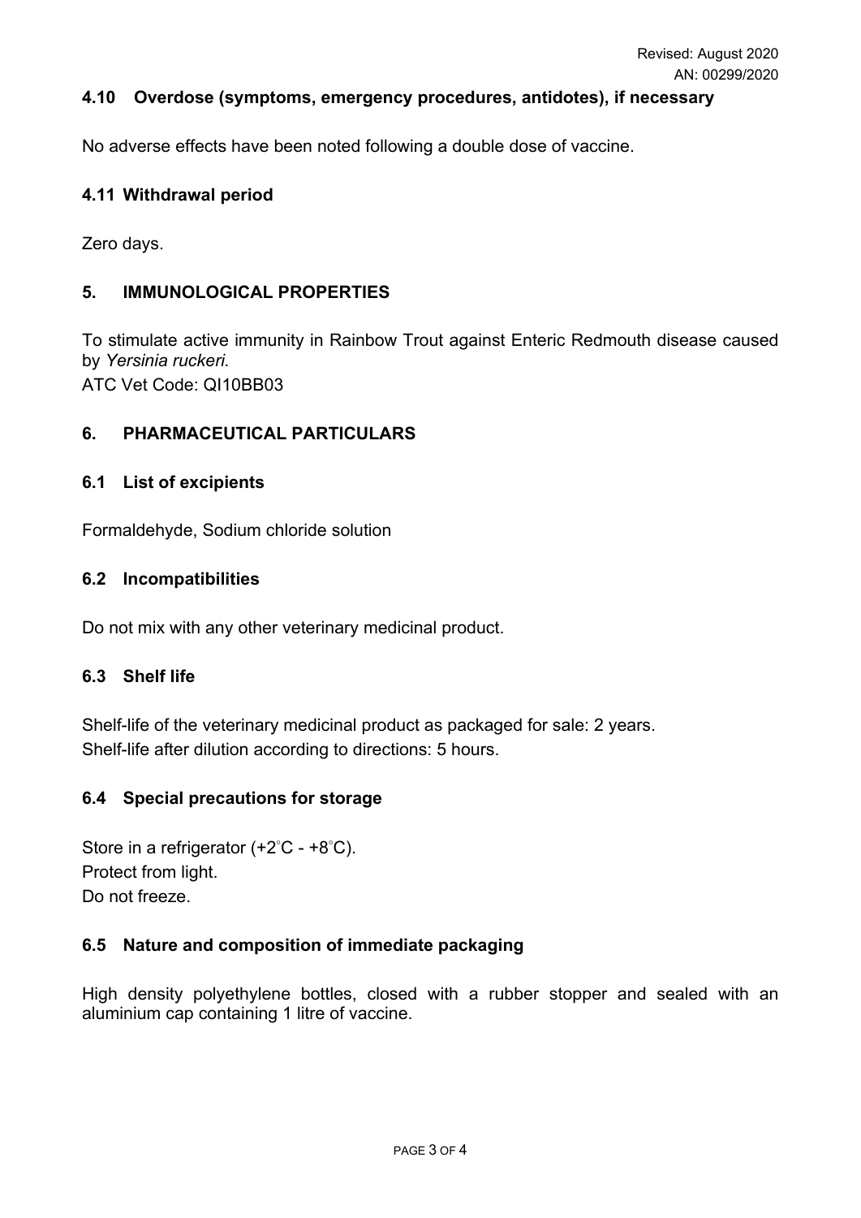### 4.10 Overdose (symptoms, emergency procedures, antidotes), if necessary

No adverse effects have been noted following a double dose of vaccine.

### 4.11 Withdrawal period

Zero days.

## 5. IMMUNOLOGICAL PROPERTIES

To stimulate active immunity in Rainbow Trout against Enteric Redmouth disease caused by *Yersinia ruckeri.*
ATC Vet Code: QI10BB03

## 6. PHARMACEUTICAL PARTICULARS

### 6.1 List of excipients

Formaldehyde, Sodium chloride solution

### 6.2 Incompatibilities

Do not mix with any other veterinary medicinal product.

### 6.3 Shelf life

Shelf-life of the veterinary medicinal product as packaged for sale: 2 years.
Shelf-life after dilution according to directions: 5 hours.

### 6.4 Special precautions for storage

Store in a refrigerator (+2°C - +8°C).
Protect from light.
Do not freeze.

### 6.5 Nature and composition of immediate packaging

High density polyethylene bottles, closed with a rubber stopper and sealed with an aluminium cap containing 1 litre of vaccine.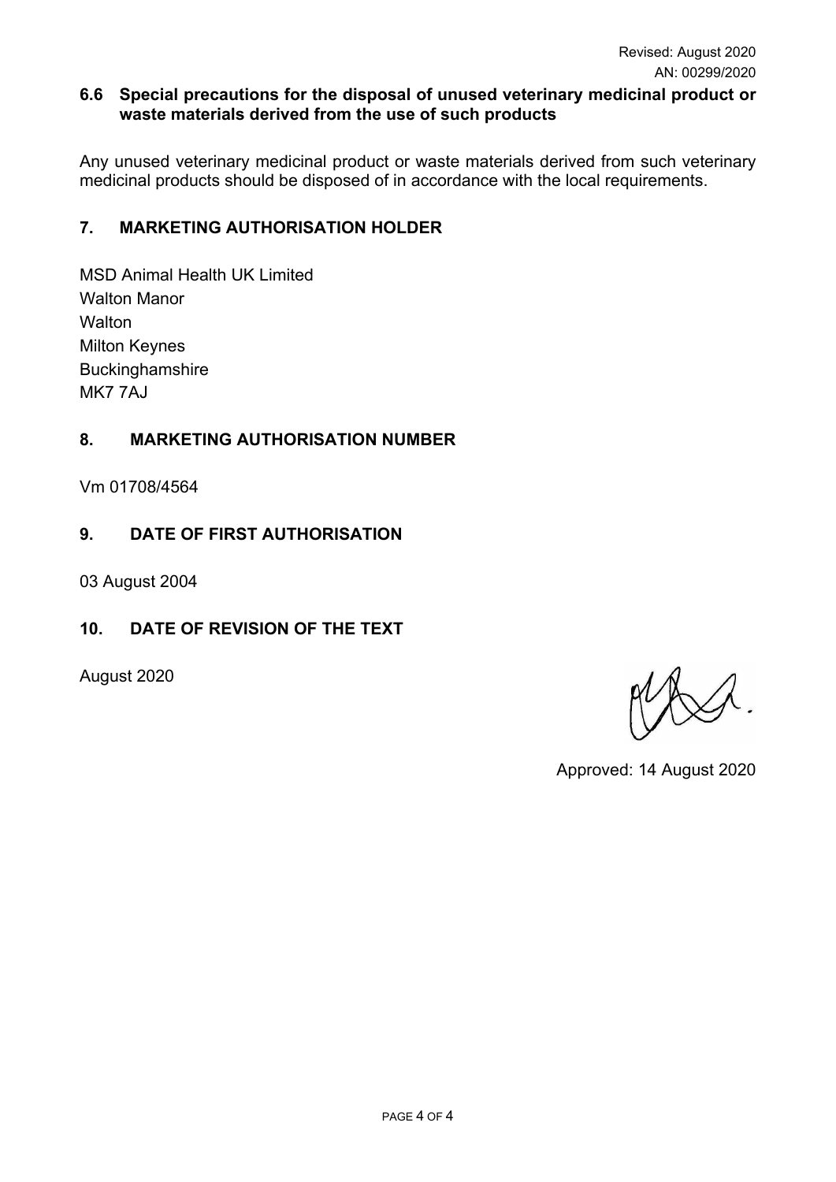Revised: August 2020
AN: 00299/2020

### 6.6 Special precautions for the disposal of unused veterinary medicinal product or waste materials derived from the use of such products

Any unused veterinary medicinal product or waste materials derived from such veterinary medicinal products should be disposed of in accordance with the local requirements.

## 7. MARKETING AUTHORISATION HOLDER

MSD Animal Health UK Limited
Walton Manor
Walton
Milton Keynes
Buckinghamshire
MK7 7AJ

## 8. MARKETING AUTHORISATION NUMBER

Vm 01708/4564

## 9. DATE OF FIRST AUTHORISATION

03 August 2004

## 10. DATE OF REVISION OF THE TEXT

August 2020

Approved: 14 August 2020